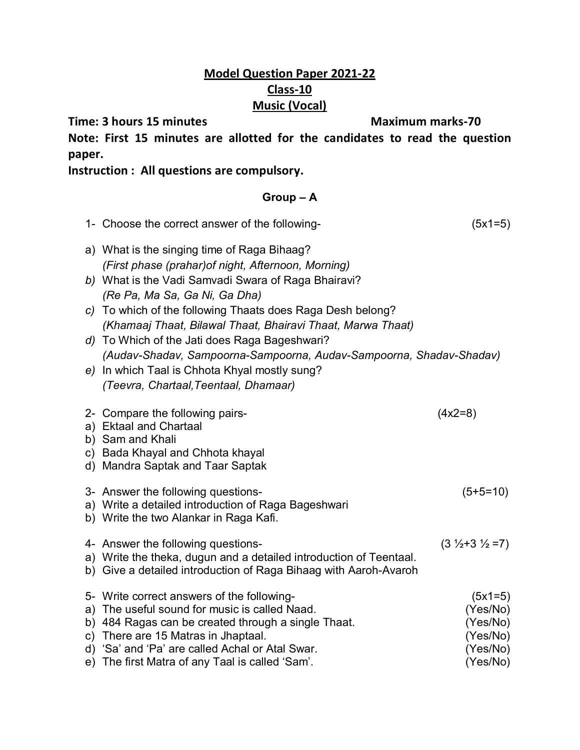# Model Question Paper 2021-22

## Class-10

## Music (Vocal)

**Time: 3 hours 15 minutes** **Maximum marks-70**

**Note: First 15 minutes are allotted for the candidates to read the question paper.**

**Instruction : All questions are compulsory.**

### Group – A

1- Choose the correct answer of the following- (5x1=5)

a) What is the singing time of Raga Bihaag?
*(First phase (prahar)of night, Afternoon, Morning)*

*b)* What is the Vadi Samvadi Swara of Raga Bhairavi?
*(Re Pa, Ma Sa, Ga Ni, Ga Dha)*

*c)* To which of the following Thaats does Raga Desh belong?
*(Khamaaj Thaat, Bilawal Thaat, Bhairavi Thaat, Marwa Thaat)*

*d)* To Which of the Jati does Raga Bageshwari?
*(Audav-Shadav, Sampoorna-Sampoorna, Audav-Sampoorna, Shadav-Shadav)*

*e)* In which Taal is Chhota Khyal mostly sung?
*(Teevra, Chartaal,Teentaal, Dhamaar)*

2- Compare the following pairs- (4x2=8)

a) Ektaal and Chartaal
b) Sam and Khali
c) Bada Khayal and Chhota khayal
d) Mandra Saptak and Taar Saptak

3- Answer the following questions- (5+5=10)

a) Write a detailed introduction of Raga Bageshwari
b) Write the two Alankar in Raga Kafi.

4- Answer the following questions- (3 ½+3 ½ =7)

a) Write the theka, dugun and a detailed introduction of Teentaal.
b) Give a detailed introduction of Raga Bihaag with Aaroh-Avaroh

5- Write correct answers of the following- (5x1=5)

a) The useful sound for music is called Naad. (Yes/No)
b) 484 Ragas can be created through a single Thaat. (Yes/No)
c) There are 15 Matras in Jhaptaal. (Yes/No)
d) 'Sa' and 'Pa' are called Achal or Atal Swar. (Yes/No)
e) The first Matra of any Taal is called 'Sam'. (Yes/No)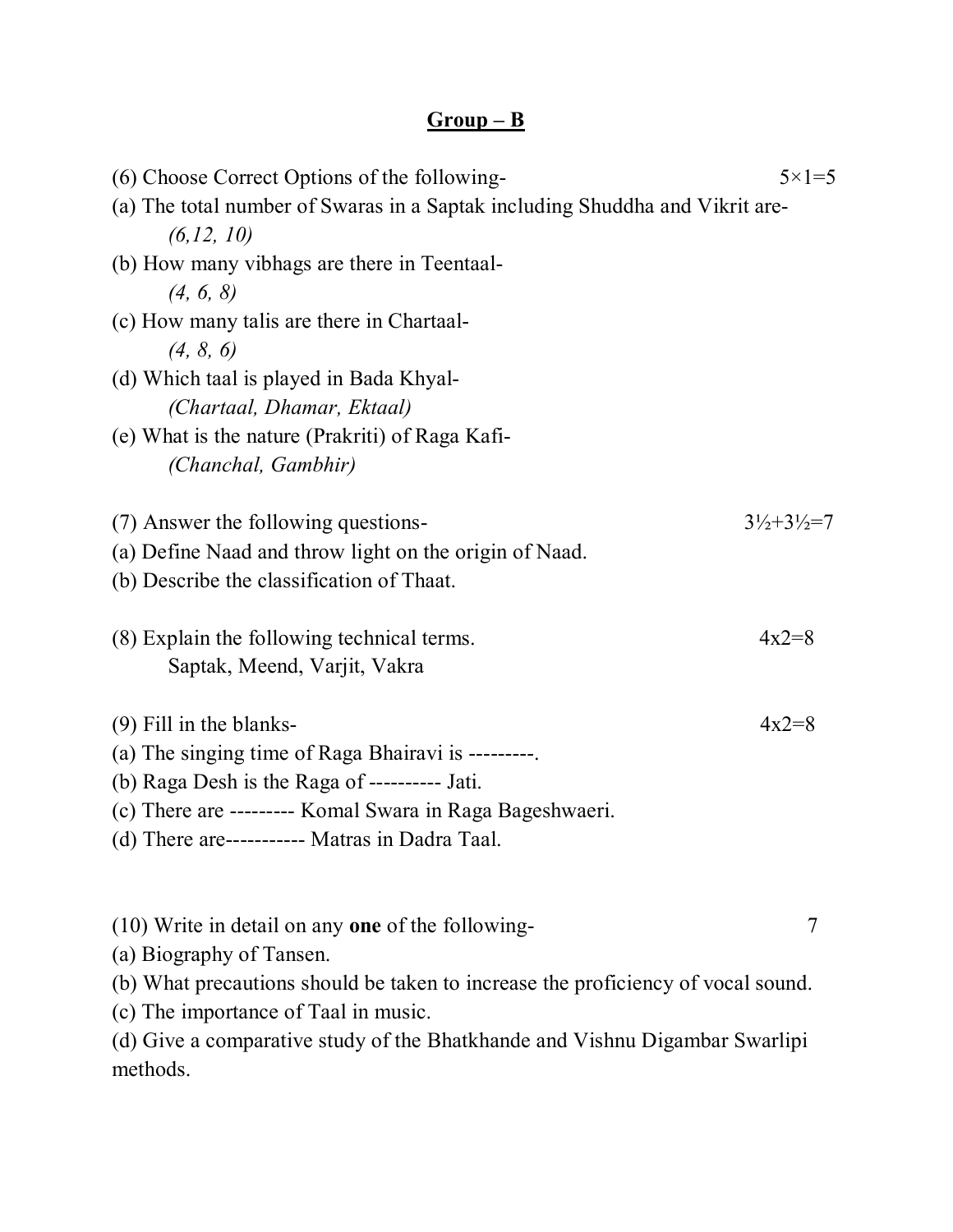## Group – B

(6) Choose Correct Options of the following- 5×1=5

(a) The total number of Swaras in a Saptak including Shuddha and Vikrit are-

*(6,12, 10)*

(b) How many vibhags are there in Teentaal-

*(4, 6, 8)*

(c) How many talis are there in Chartaal-

*(4, 8, 6)*

(d) Which taal is played in Bada Khyal-

*(Chartaal, Dhamar, Ektaal)*

(e) What is the nature (Prakriti) of Raga Kafi-

*(Chanchal, Gambhir)*

(7) Answer the following questions- 3½+3½=7

(a) Define Naad and throw light on the origin of Naad.

(b) Describe the classification of Thaat.

(8) Explain the following technical terms. 4x2=8

Saptak, Meend, Varjit, Vakra

(9) Fill in the blanks- 4x2=8

(a) The singing time of Raga Bhairavi is ---------.

(b) Raga Desh is the Raga of ---------- Jati.

(c) There are --------- Komal Swara in Raga Bageshwaeri.

(d) There are----------- Matras in Dadra Taal.

(10) Write in detail on any **one** of the following- 7

(a) Biography of Tansen.

(b) What precautions should be taken to increase the proficiency of vocal sound.

(c) The importance of Taal in music.

(d) Give a comparative study of the Bhatkhande and Vishnu Digambar Swarlipi methods.